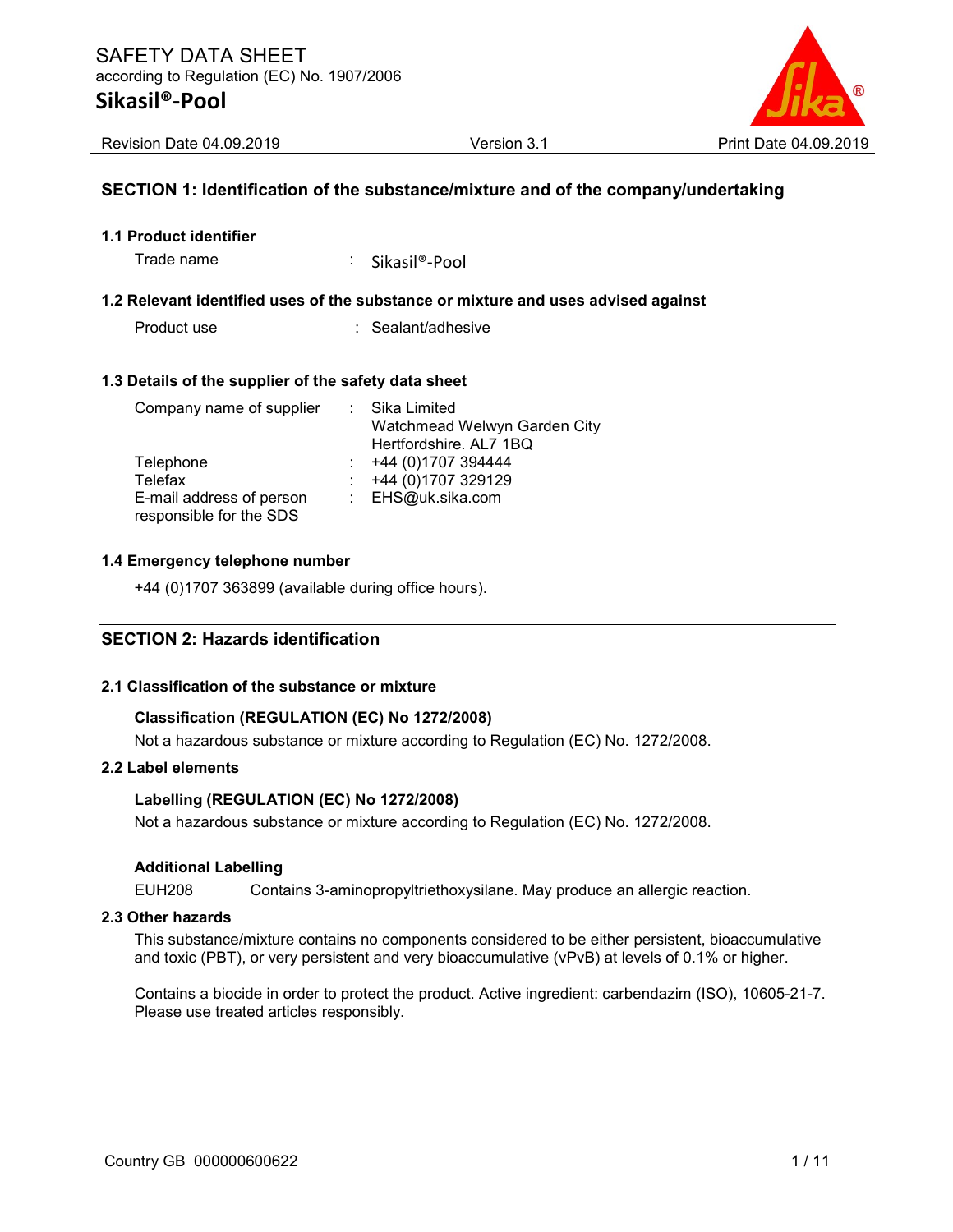SAFETY DATA SHEET
according to Regulation (EC) No. 1907/2006

# Sikasil®-Pool

Revision Date 04.09.2019 | Version 3.1 | Print Date 04.09.2019

## SECTION 1: Identification of the substance/mixture and of the company/undertaking

### 1.1 Product identifier

Trade name : Sikasil®-Pool

### 1.2 Relevant identified uses of the substance or mixture and uses advised against

Product use : Sealant/adhesive

### 1.3 Details of the supplier of the safety data sheet

Company name of supplier : Sika Limited
Watchmead Welwyn Garden City
Hertfordshire. AL7 1BQ

Telephone : +44 (0)1707 394444

Telefax : +44 (0)1707 329129

E-mail address of person responsible for the SDS : EHS@uk.sika.com

### 1.4 Emergency telephone number

+44 (0)1707 363899 (available during office hours).

## SECTION 2: Hazards identification

### 2.1 Classification of the substance or mixture

**Classification (REGULATION (EC) No 1272/2008)**

Not a hazardous substance or mixture according to Regulation (EC) No. 1272/2008.

### 2.2 Label elements

**Labelling (REGULATION (EC) No 1272/2008)**

Not a hazardous substance or mixture according to Regulation (EC) No. 1272/2008.

**Additional Labelling**

EUH208 Contains 3-aminopropyltriethoxysilane. May produce an allergic reaction.

### 2.3 Other hazards

This substance/mixture contains no components considered to be either persistent, bioaccumulative and toxic (PBT), or very persistent and very bioaccumulative (vPvB) at levels of 0.1% or higher.

Contains a biocide in order to protect the product. Active ingredient: carbendazim (ISO), 10605-21-7. Please use treated articles responsibly.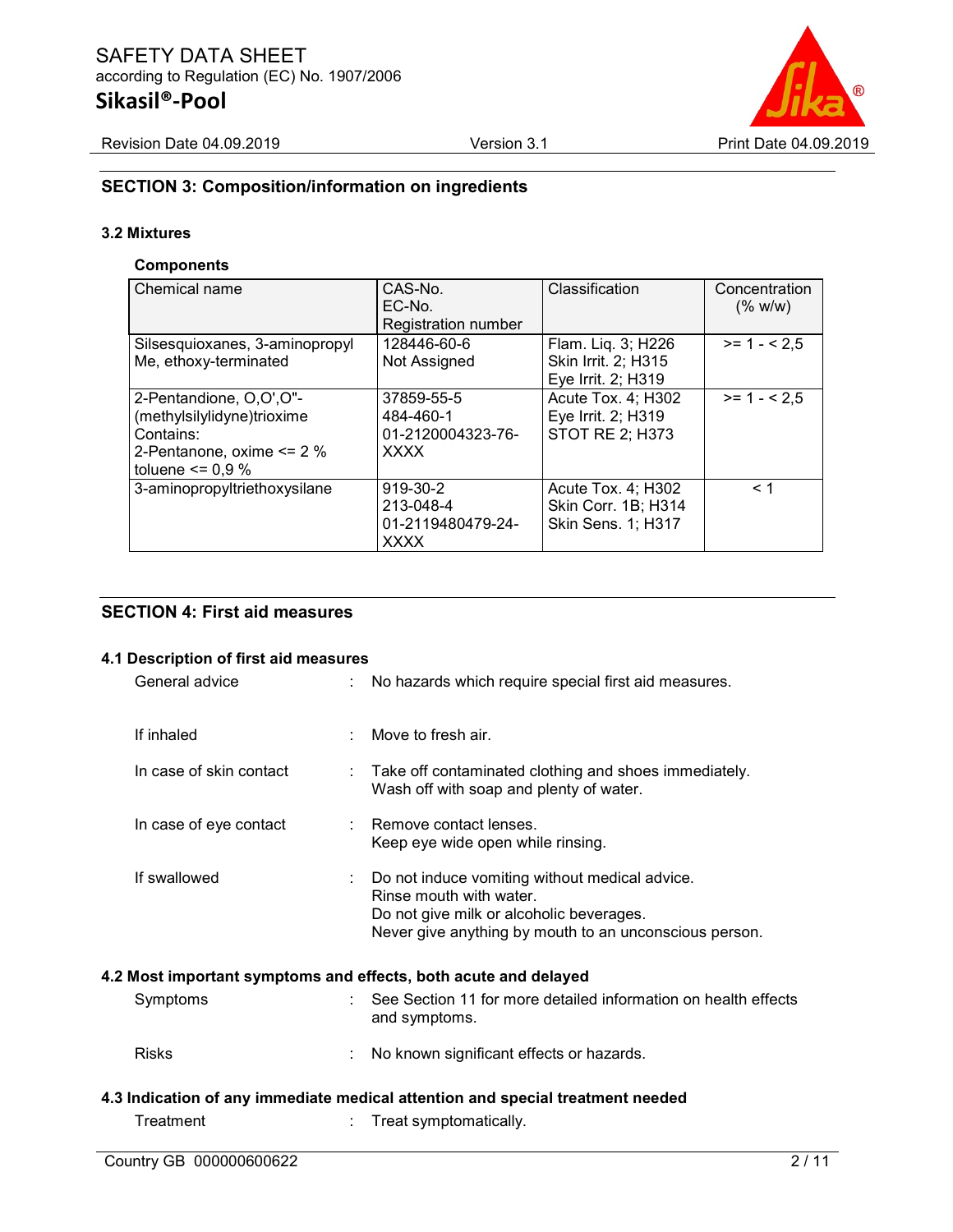## SECTION 3: Composition/information on ingredients

### 3.2 Mixtures

**Components**

| Chemical name | CAS-No.<br>EC-No.<br>Registration number | Classification | Concentration (% w/w) |
|---|---|---|---|
| Silsesquioxanes, 3-aminopropyl Me, ethoxy-terminated | 128446-60-6<br>Not Assigned | Flam. Liq. 3; H226<br>Skin Irrit. 2; H315<br>Eye Irrit. 2; H319 | >= 1 - < 2,5 |
| 2-Pentandione, O,O',O"-(methylsilylidyne)trioxime<br>Contains:<br>2-Pentanone, oxime <= 2 %<br>toluene <= 0,9 % | 37859-55-5<br>484-460-1<br>01-2120004323-76-XXXX | Acute Tox. 4; H302<br>Eye Irrit. 2; H319<br>STOT RE 2; H373 | >= 1 - < 2,5 |
| 3-aminopropyltriethoxysilane | 919-30-2<br>213-048-4<br>01-2119480479-24-XXXX | Acute Tox. 4; H302<br>Skin Corr. 1B; H314<br>Skin Sens. 1; H317 | < 1 |

## SECTION 4: First aid measures

### 4.1 Description of first aid measures

| | | |
|---|---|---|
| General advice | : | No hazards which require special first aid measures. |
| If inhaled | : | Move to fresh air. |
| In case of skin contact | : | Take off contaminated clothing and shoes immediately.<br>Wash off with soap and plenty of water. |
| In case of eye contact | : | Remove contact lenses.<br>Keep eye wide open while rinsing. |
| If swallowed | : | Do not induce vomiting without medical advice.<br>Rinse mouth with water.<br>Do not give milk or alcoholic beverages.<br>Never give anything by mouth to an unconscious person. |

### 4.2 Most important symptoms and effects, both acute and delayed

| | | |
|---|---|---|
| Symptoms | : | See Section 11 for more detailed information on health effects and symptoms. |
| Risks | : | No known significant effects or hazards. |

### 4.3 Indication of any immediate medical attention and special treatment needed

| | | |
|---|---|---|
| Treatment | : | Treat symptomatically. |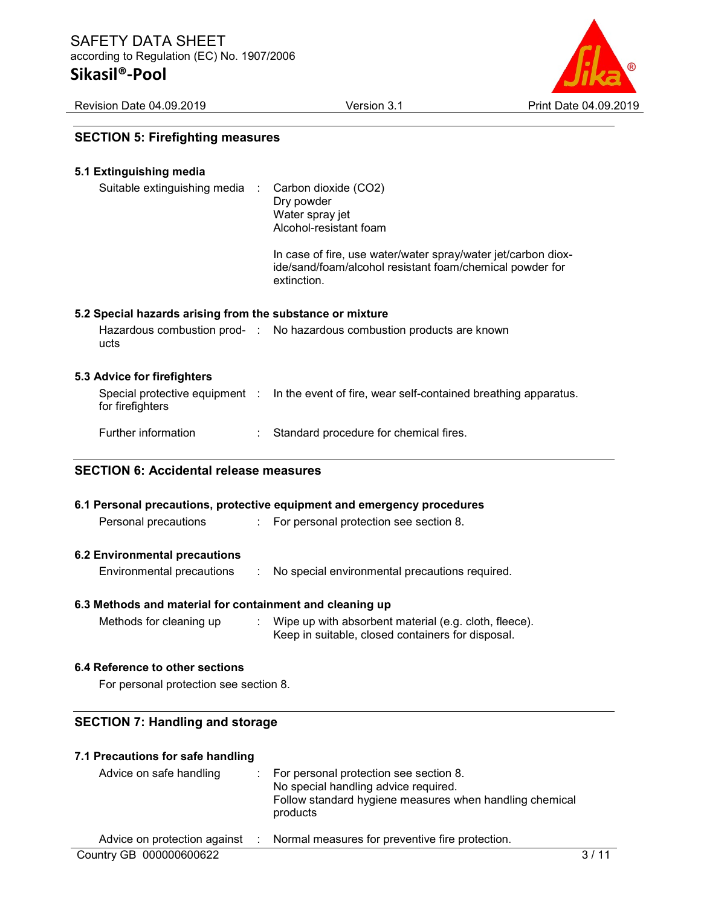## SECTION 5: Firefighting measures

### 5.1 Extinguishing media

| | | |
|---|---|---|
| Suitable extinguishing media | : | Carbon dioxide ($CO_2$)<br>Dry powder<br>Water spray jet<br>Alcohol-resistant foam<br><br>In case of fire, use water/water spray/water jet/carbon dioxide/sand/foam/alcohol resistant foam/chemical powder for extinction. |

### 5.2 Special hazards arising from the substance or mixture

| | | |
|---|---|---|
| Hazardous combustion products | : | No hazardous combustion products are known |

### 5.3 Advice for firefighters

| | | |
|---|---|---|
| Special protective equipment for firefighters | : | In the event of fire, wear self-contained breathing apparatus. |
| Further information | : | Standard procedure for chemical fires. |

## SECTION 6: Accidental release measures

### 6.1 Personal precautions, protective equipment and emergency procedures

| | | |
|---|---|---|
| Personal precautions | : | For personal protection see section 8. |

### 6.2 Environmental precautions

| | | |
|---|---|---|
| Environmental precautions | : | No special environmental precautions required. |

### 6.3 Methods and material for containment and cleaning up

| | | |
|---|---|---|
| Methods for cleaning up | : | Wipe up with absorbent material (e.g. cloth, fleece).<br>Keep in suitable, closed containers for disposal. |

### 6.4 Reference to other sections

For personal protection see section 8.

## SECTION 7: Handling and storage

### 7.1 Precautions for safe handling

| | | |
|---|---|---|
| Advice on safe handling | : | For personal protection see section 8.<br>No special handling advice required.<br>Follow standard hygiene measures when handling chemical products |
| Advice on protection against | : | Normal measures for preventive fire protection. |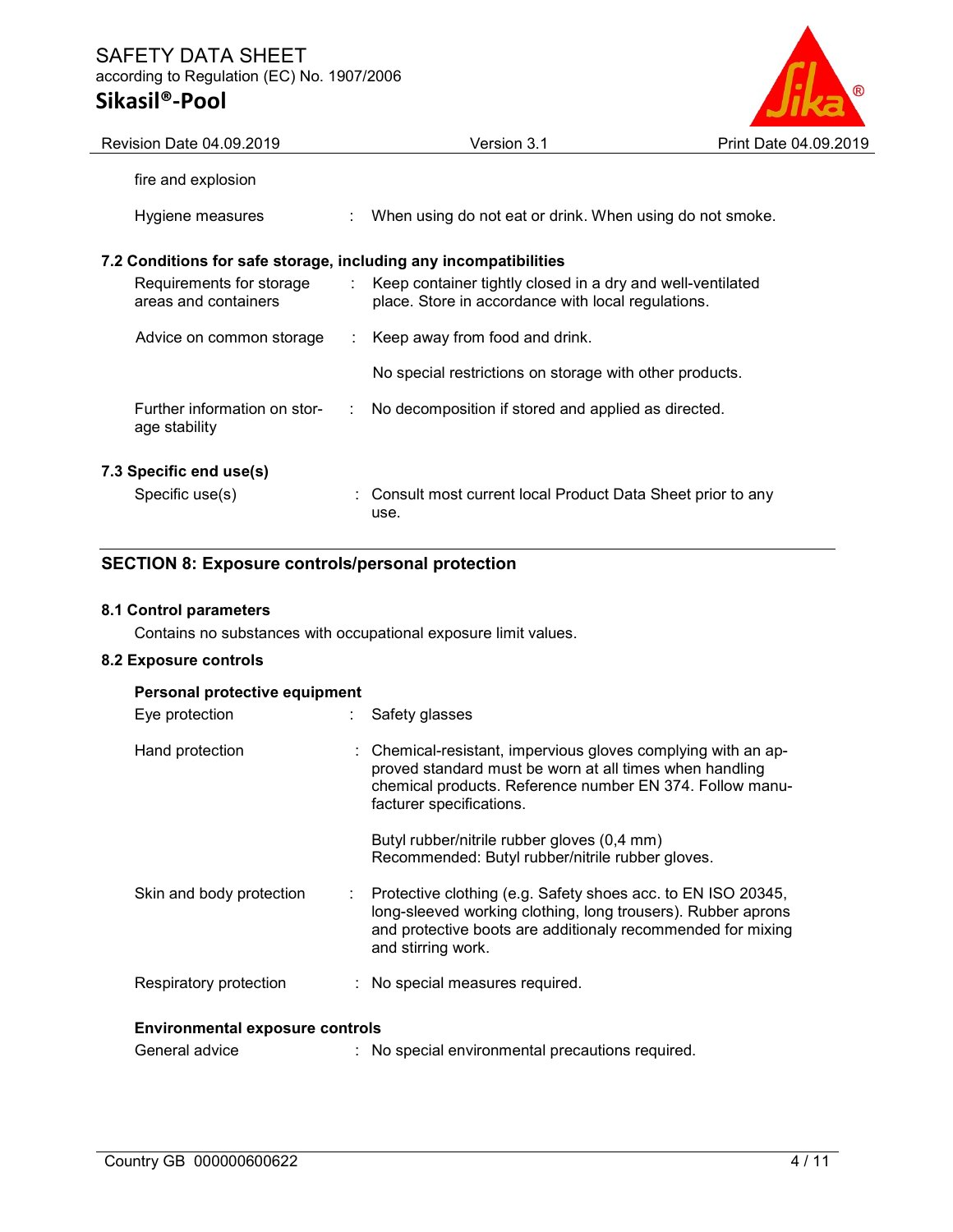fire and explosion

| | | |
|---|---|---|
| Hygiene measures | : | When using do not eat or drink. When using do not smoke. |

### 7.2 Conditions for safe storage, including any incompatibilities

| | | |
|---|---|---|
| Requirements for storage areas and containers | : | Keep container tightly closed in a dry and well-ventilated place. Store in accordance with local regulations. |
| Advice on common storage | : | Keep away from food and drink.<br><br>No special restrictions on storage with other products. |
| Further information on storage stability | : | No decomposition if stored and applied as directed. |

### 7.3 Specific end use(s)

| | | |
|---|---|---|
| Specific use(s) | : | Consult most current local Product Data Sheet prior to any use. |

## SECTION 8: Exposure controls/personal protection

### 8.1 Control parameters

Contains no substances with occupational exposure limit values.

### 8.2 Exposure controls

**Personal protective equipment**

| | | |
|---|---|---|
| Eye protection | : | Safety glasses |
| Hand protection | : | Chemical-resistant, impervious gloves complying with an approved standard must be worn at all times when handling chemical products. Reference number EN 374. Follow manufacturer specifications.<br><br>Butyl rubber/nitrile rubber gloves (0,4 mm)<br>Recommended: Butyl rubber/nitrile rubber gloves. |
| Skin and body protection | : | Protective clothing (e.g. Safety shoes acc. to EN ISO 20345, long-sleeved working clothing, long trousers). Rubber aprons and protective boots are additionaly recommended for mixing and stirring work. |
| Respiratory protection | : | No special measures required. |

**Environmental exposure controls**

| | | |
|---|---|---|
| General advice | : | No special environmental precautions required. |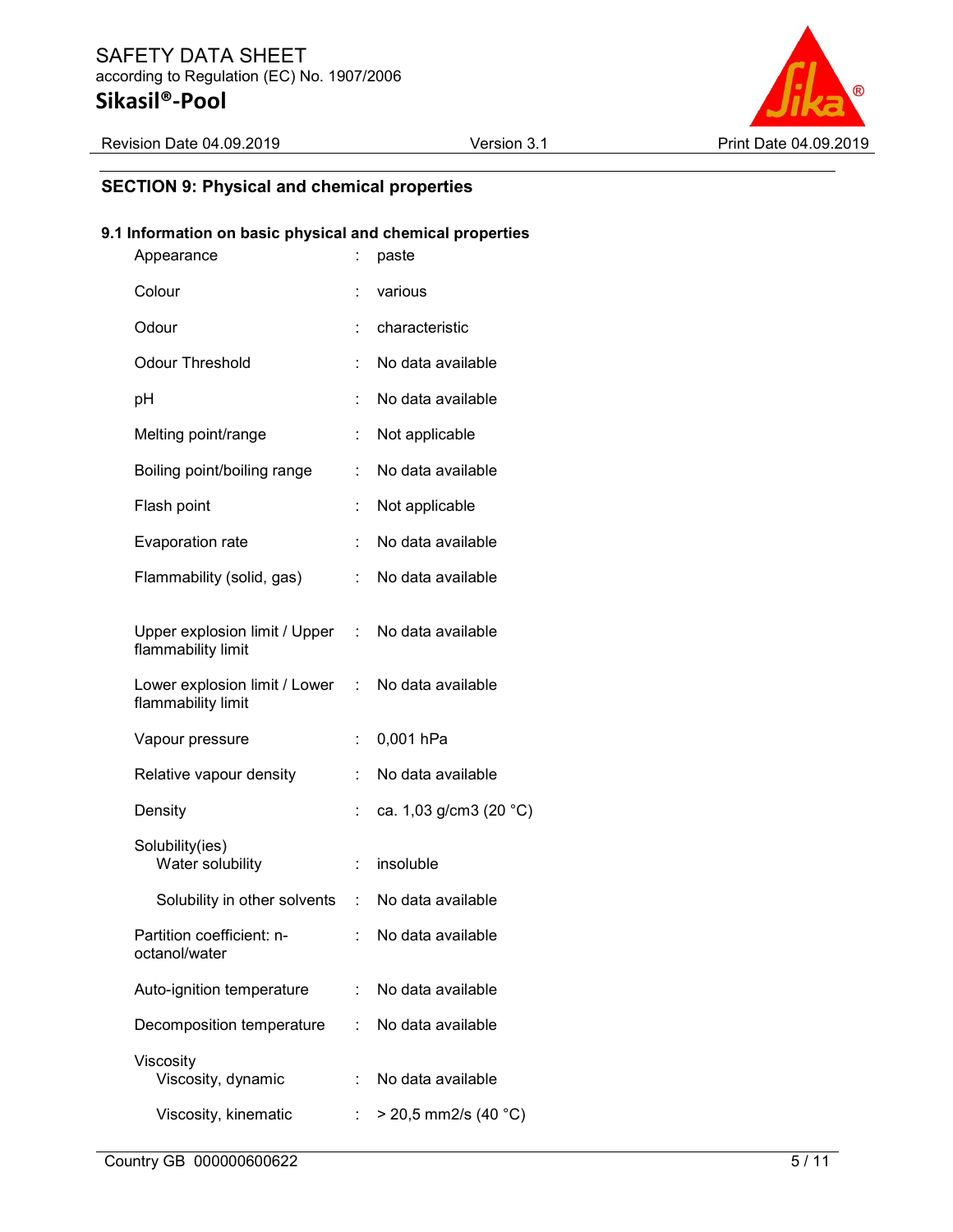## SECTION 9: Physical and chemical properties

### 9.1 Information on basic physical and chemical properties

| Property | | Value |
|---|---|---|
| Appearance | : | paste |
| Colour | : | various |
| Odour | : | characteristic |
| Odour Threshold | : | No data available |
| pH | : | No data available |
| Melting point/range | : | Not applicable |
| Boiling point/boiling range | : | No data available |
| Flash point | : | Not applicable |
| Evaporation rate | : | No data available |
| Flammability (solid, gas) | : | No data available |
| Upper explosion limit / Upper flammability limit | : | No data available |
| Lower explosion limit / Lower flammability limit | : | No data available |
| Vapour pressure | : | 0,001 hPa |
| Relative vapour density | : | No data available |
| Density | : | ca. 1,03 g/cm3 (20 °C) |
| Solubility(ies) | | |
| Water solubility | : | insoluble |
| Solubility in other solvents | : | No data available |
| Partition coefficient: n-octanol/water | : | No data available |
| Auto-ignition temperature | : | No data available |
| Decomposition temperature | : | No data available |
| Viscosity | | |
| Viscosity, dynamic | : | No data available |
| Viscosity, kinematic | : | > 20,5 mm2/s (40 °C) |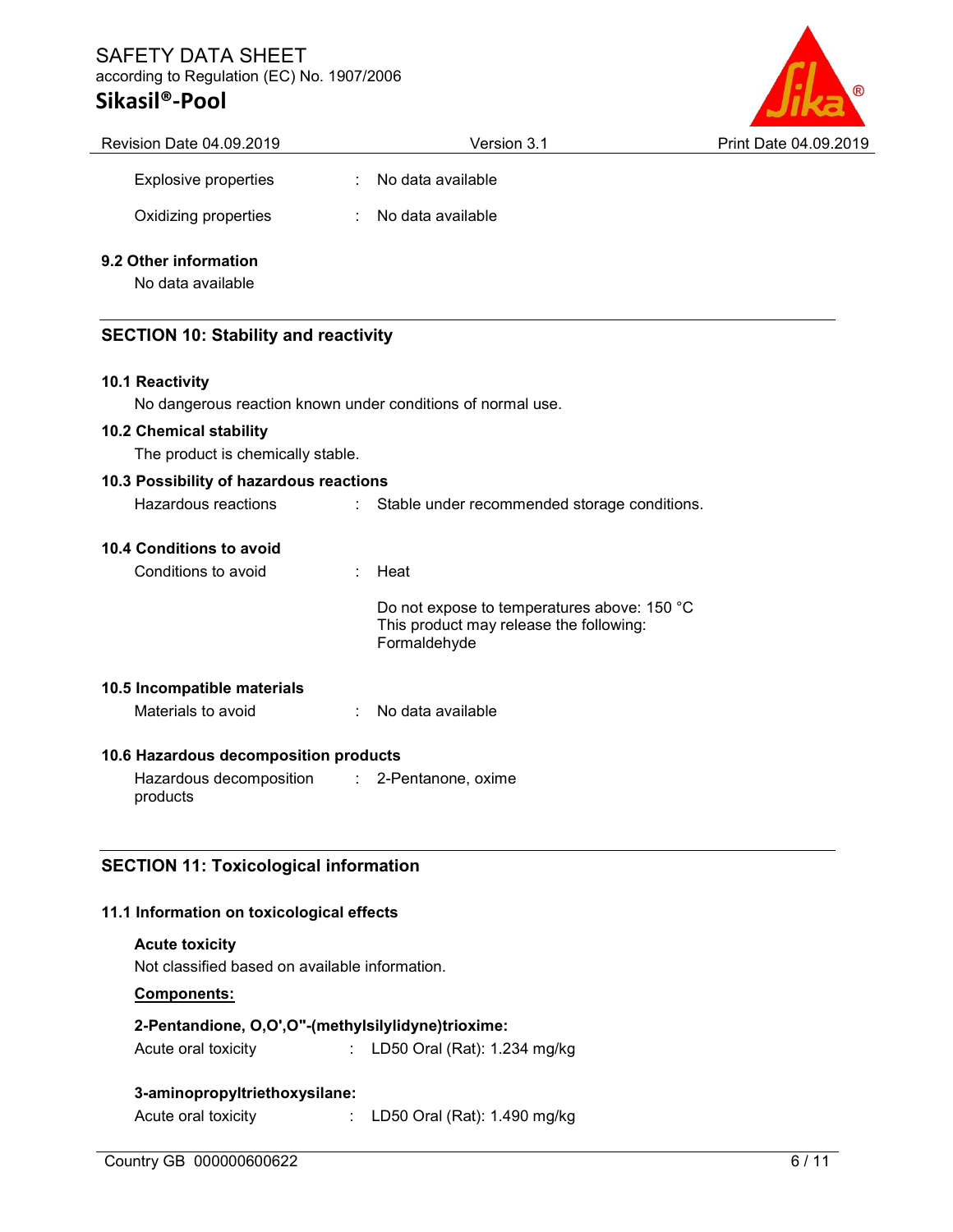Explosive properties : No data available

Oxidizing properties : No data available

**9.2 Other information**

No data available

## SECTION 10: Stability and reactivity

**10.1 Reactivity**

No dangerous reaction known under conditions of normal use.

**10.2 Chemical stability**

The product is chemically stable.

**10.3 Possibility of hazardous reactions**

Hazardous reactions : Stable under recommended storage conditions.

**10.4 Conditions to avoid**

Conditions to avoid : Heat

Do not expose to temperatures above: 150 °C
This product may release the following:
Formaldehyde

**10.5 Incompatible materials**

Materials to avoid : No data available

**10.6 Hazardous decomposition products**

Hazardous decomposition products : 2-Pentanone, oxime

## SECTION 11: Toxicological information

**11.1 Information on toxicological effects**

**Acute toxicity**

Not classified based on available information.

**Components:**

**2-Pentandione, O,O',O''-(methylsilylidyne)trioxime:**

Acute oral toxicity : LD50 Oral (Rat): 1.234 mg/kg

**3-aminopropyltriethoxysilane:**

Acute oral toxicity : LD50 Oral (Rat): 1.490 mg/kg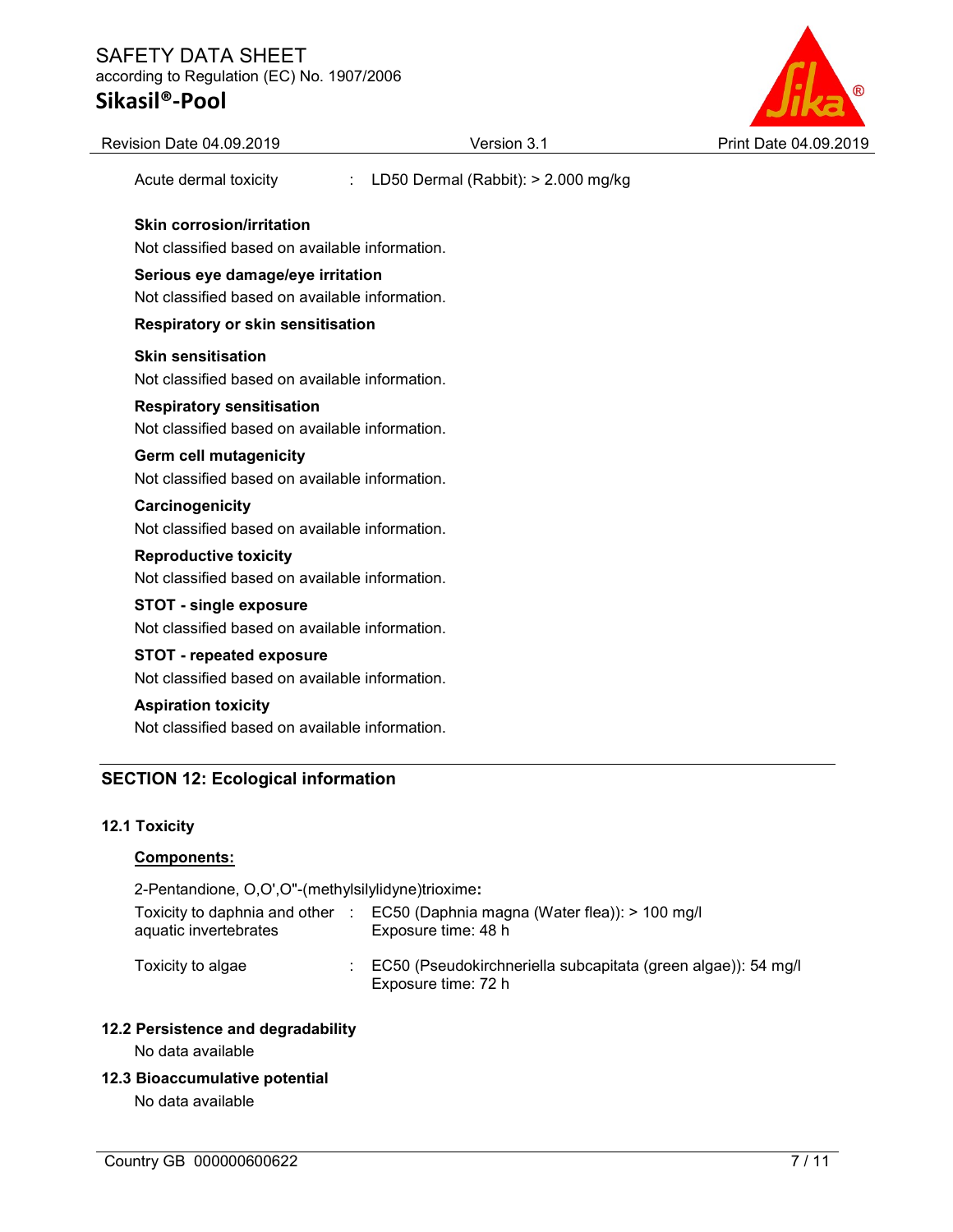Acute dermal toxicity : LD50 Dermal (Rabbit): > 2.000 mg/kg

**Skin corrosion/irritation**

Not classified based on available information.

**Serious eye damage/eye irritation**

Not classified based on available information.

**Respiratory or skin sensitisation**

**Skin sensitisation**

Not classified based on available information.

**Respiratory sensitisation**

Not classified based on available information.

**Germ cell mutagenicity**

Not classified based on available information.

**Carcinogenicity**

Not classified based on available information.

**Reproductive toxicity**

Not classified based on available information.

**STOT - single exposure**

Not classified based on available information.

**STOT - repeated exposure**

Not classified based on available information.

**Aspiration toxicity**

Not classified based on available information.

## SECTION 12: Ecological information

### 12.1 Toxicity

**Components:**

2-Pentandione, O,O',O''-(methylsilylidyne)trioxime**:**

Toxicity to daphnia and other aquatic invertebrates : EC50 (Daphnia magna (Water flea)): > 100 mg/l
Exposure time: 48 h

Toxicity to algae : EC50 (Pseudokirchneriella subcapitata (green algae)): 54 mg/l
Exposure time: 72 h

### 12.2 Persistence and degradability

No data available

### 12.3 Bioaccumulative potential

No data available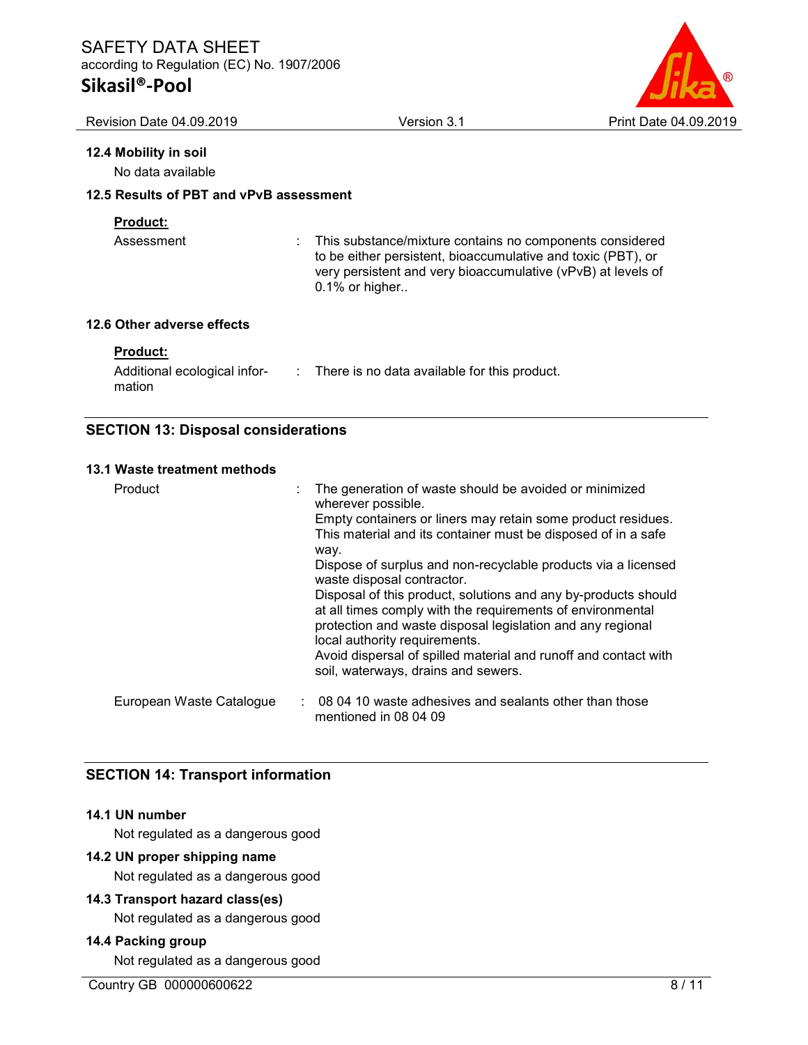### 12.4 Mobility in soil

No data available

### 12.5 Results of PBT and vPvB assessment

**Product:**

Assessment : This substance/mixture contains no components considered to be either persistent, bioaccumulative and toxic (PBT), or very persistent and very bioaccumulative (vPvB) at levels of 0.1% or higher..

### 12.6 Other adverse effects

**Product:**

Additional ecological information : There is no data available for this product.

## SECTION 13: Disposal considerations

### 13.1 Waste treatment methods

Product : The generation of waste should be avoided or minimized wherever possible.
Empty containers or liners may retain some product residues.
This material and its container must be disposed of in a safe way.
Dispose of surplus and non-recyclable products via a licensed waste disposal contractor.
Disposal of this product, solutions and any by-products should at all times comply with the requirements of environmental protection and waste disposal legislation and any regional local authority requirements.
Avoid dispersal of spilled material and runoff and contact with soil, waterways, drains and sewers.

European Waste Catalogue : 08 04 10 waste adhesives and sealants other than those mentioned in 08 04 09

## SECTION 14: Transport information

### 14.1 UN number

Not regulated as a dangerous good

### 14.2 UN proper shipping name

Not regulated as a dangerous good

### 14.3 Transport hazard class(es)

Not regulated as a dangerous good

### 14.4 Packing group

Not regulated as a dangerous good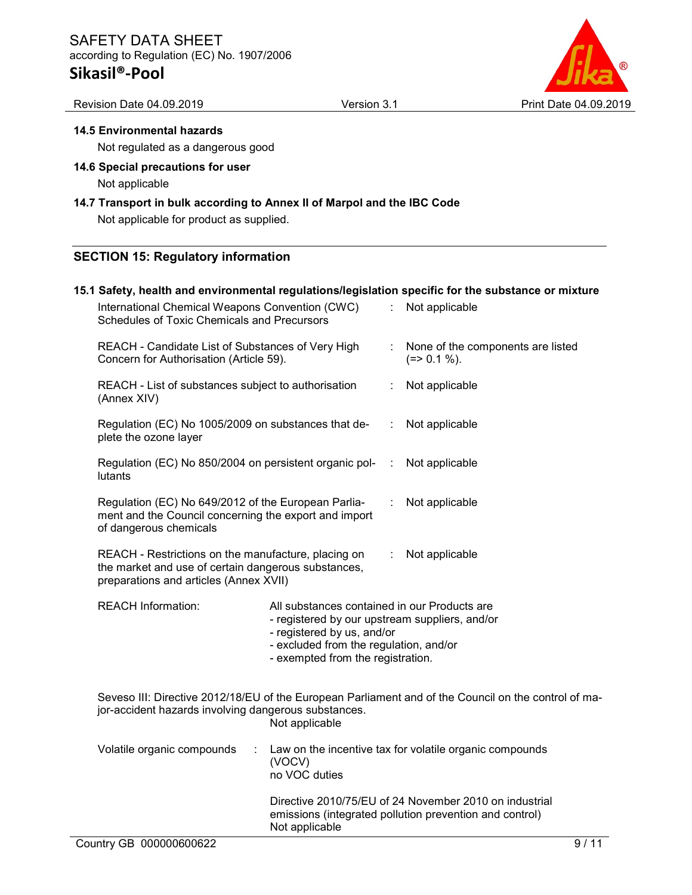### 14.5 Environmental hazards

Not regulated as a dangerous good

### 14.6 Special precautions for user

Not applicable

### 14.7 Transport in bulk according to Annex II of Marpol and the IBC Code

Not applicable for product as supplied.

## SECTION 15: Regulatory information

### 15.1 Safety, health and environmental regulations/legislation specific for the substance or mixture

| | |
|---|---|
| International Chemical Weapons Convention (CWC) Schedules of Toxic Chemicals and Precursors | : Not applicable |
| REACH - Candidate List of Substances of Very High Concern for Authorisation (Article 59). | : None of the components are listed (=> 0.1 %). |
| REACH - List of substances subject to authorisation (Annex XIV) | : Not applicable |
| Regulation (EC) No 1005/2009 on substances that deplete the ozone layer | : Not applicable |
| Regulation (EC) No 850/2004 on persistent organic pollutants | : Not applicable |
| Regulation (EC) No 649/2012 of the European Parliament and the Council concerning the export and import of dangerous chemicals | : Not applicable |
| REACH - Restrictions on the manufacture, placing on the market and use of certain dangerous substances, preparations and articles (Annex XVII) | : Not applicable |

REACH Information: All substances contained in our Products are
- registered by our upstream suppliers, and/or
- registered by us, and/or
- excluded from the regulation, and/or
- exempted from the registration.

Seveso III: Directive 2012/18/EU of the European Parliament and of the Council on the control of major-accident hazards involving dangerous substances.
Not applicable

Volatile organic compounds : Law on the incentive tax for volatile organic compounds (VOCV)
no VOC duties

Directive 2010/75/EU of 24 November 2010 on industrial emissions (integrated pollution prevention and control)
Not applicable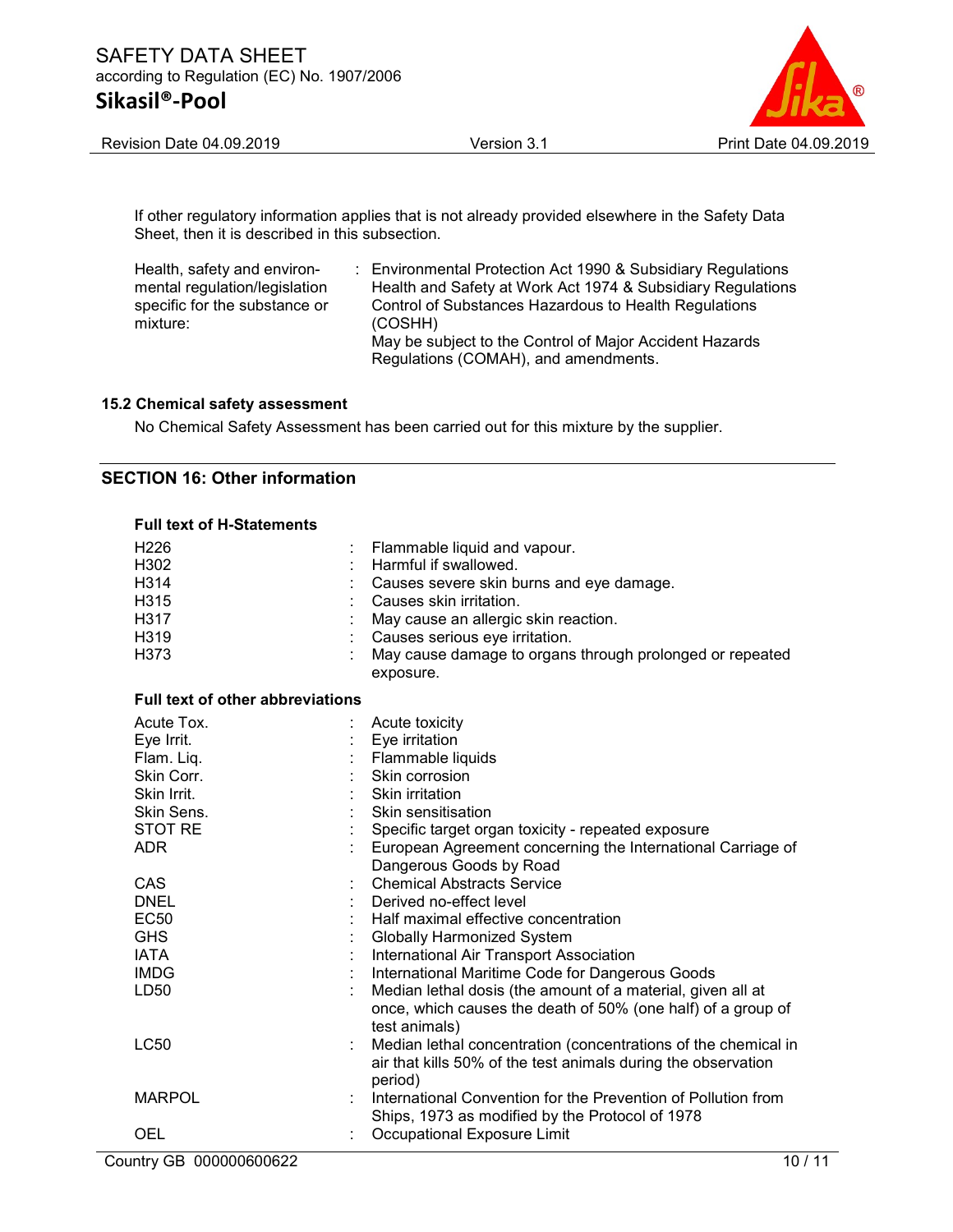If other regulatory information applies that is not already provided elsewhere in the Safety Data Sheet, then it is described in this subsection.

| | | |
|---|---|---|
| Health, safety and environmental regulation/legislation specific for the substance or mixture: | : | Environmental Protection Act 1990 & Subsidiary Regulations<br>Health and Safety at Work Act 1974 & Subsidiary Regulations<br>Control of Substances Hazardous to Health Regulations (COSHH)<br>May be subject to the Control of Major Accident Hazards Regulations (COMAH), and amendments. |

### 15.2 Chemical safety assessment

No Chemical Safety Assessment has been carried out for this mixture by the supplier.

## SECTION 16: Other information

**Full text of H-Statements**

| | | |
|---|---|---|
| H226 | : | Flammable liquid and vapour. |
| H302 | : | Harmful if swallowed. |
| H314 | : | Causes severe skin burns and eye damage. |
| H315 | : | Causes skin irritation. |
| H317 | : | May cause an allergic skin reaction. |
| H319 | : | Causes serious eye irritation. |
| H373 | : | May cause damage to organs through prolonged or repeated exposure. |

**Full text of other abbreviations**

| | | |
|---|---|---|
| Acute Tox. | : | Acute toxicity |
| Eye Irrit. | : | Eye irritation |
| Flam. Liq. | : | Flammable liquids |
| Skin Corr. | : | Skin corrosion |
| Skin Irrit. | : | Skin irritation |
| Skin Sens. | : | Skin sensitisation |
| STOT RE | : | Specific target organ toxicity - repeated exposure |
| ADR | : | European Agreement concerning the International Carriage of Dangerous Goods by Road |
| CAS | : | Chemical Abstracts Service |
| DNEL | : | Derived no-effect level |
| EC50 | : | Half maximal effective concentration |
| GHS | : | Globally Harmonized System |
| IATA | : | International Air Transport Association |
| IMDG | : | International Maritime Code for Dangerous Goods |
| LD50 | : | Median lethal dosis (the amount of a material, given all at once, which causes the death of 50% (one half) of a group of test animals) |
| LC50 | : | Median lethal concentration (concentrations of the chemical in air that kills 50% of the test animals during the observation period) |
| MARPOL | : | International Convention for the Prevention of Pollution from Ships, 1973 as modified by the Protocol of 1978 |
| OEL | : | Occupational Exposure Limit |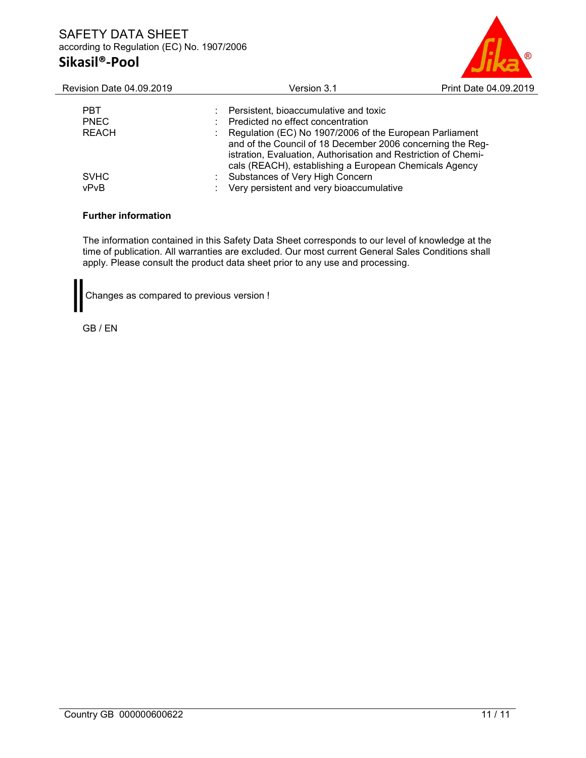| | | |
|---|---|---|
| PBT | : | Persistent, bioaccumulative and toxic |
| PNEC | : | Predicted no effect concentration |
| REACH | : | Regulation (EC) No 1907/2006 of the European Parliament and of the Council of 18 December 2006 concerning the Registration, Evaluation, Authorisation and Restriction of Chemicals (REACH), establishing a European Chemicals Agency |
| SVHC | : | Substances of Very High Concern |
| vPvB | : | Very persistent and very bioaccumulative |

**Further information**

The information contained in this Safety Data Sheet corresponds to our level of knowledge at the time of publication. All warranties are excluded. Our most current General Sales Conditions shall apply. Please consult the product data sheet prior to any use and processing.

Changes as compared to previous version !

GB / EN